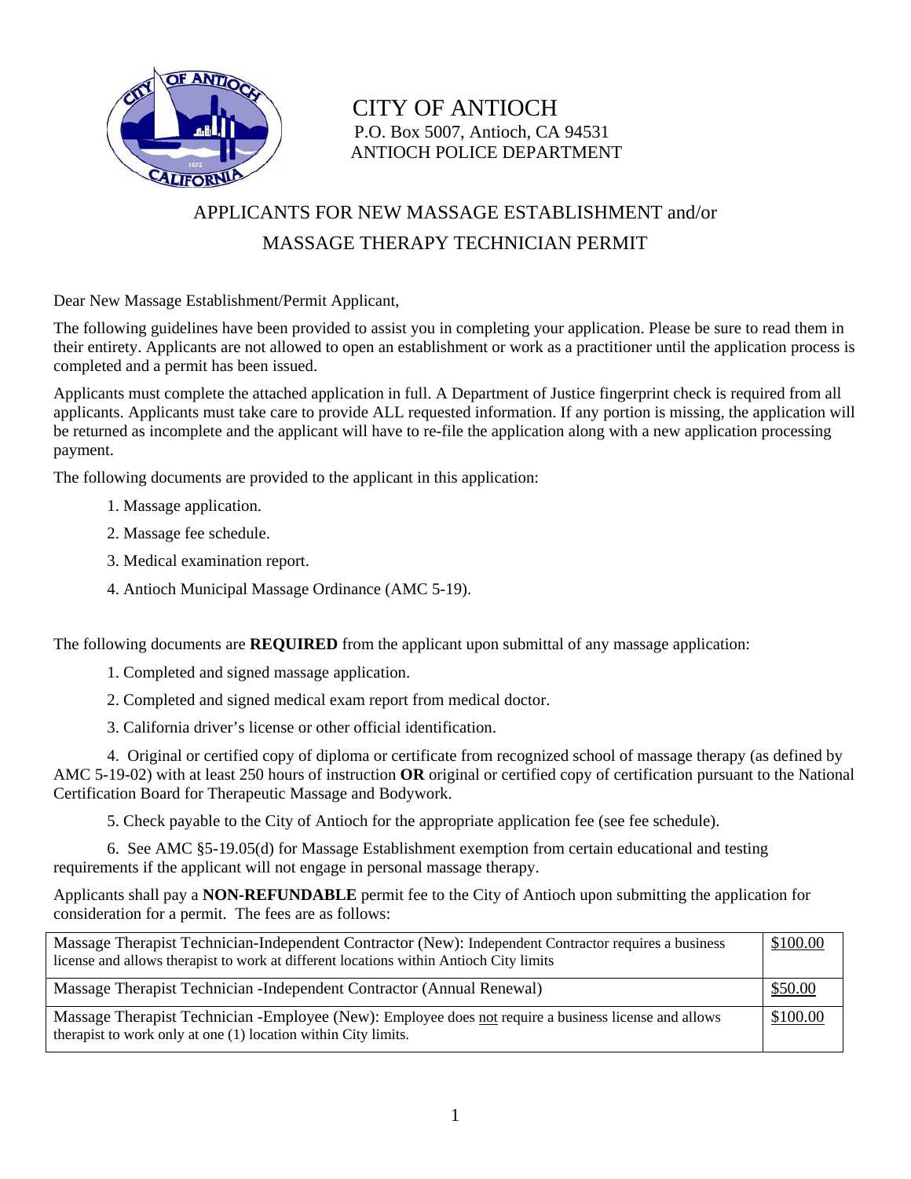# CITY OF ANTIOCH

P.O. Box 5007, Antioch, CA 94531

ANTIOCH POLICE DEPARTMENT

## APPLICANTS FOR NEW MASSAGE ESTABLISHMENT and/or MASSAGE THERAPY TECHNICIAN PERMIT

Dear New Massage Establishment/Permit Applicant,

The following guidelines have been provided to assist you in completing your application. Please be sure to read them in their entirety. Applicants are not allowed to open an establishment or work as a practitioner until the application process is completed and a permit has been issued.

Applicants must complete the attached application in full. A Department of Justice fingerprint check is required from all applicants. Applicants must take care to provide ALL requested information. If any portion is missing, the application will be returned as incomplete and the applicant will have to re-file the application along with a new application processing payment.

The following documents are provided to the applicant in this application:

1. Massage application.
2. Massage fee schedule.
3. Medical examination report.
4. Antioch Municipal Massage Ordinance (AMC 5-19).

The following documents are **REQUIRED** from the applicant upon submittal of any massage application:

1. Completed and signed massage application.
2. Completed and signed medical exam report from medical doctor.
3. California driver's license or other official identification.
4. Original or certified copy of diploma or certificate from recognized school of massage therapy (as defined by AMC 5-19-02) with at least 250 hours of instruction **OR** original or certified copy of certification pursuant to the National Certification Board for Therapeutic Massage and Bodywork.
5. Check payable to the City of Antioch for the appropriate application fee (see fee schedule).
6. See AMC §5-19.05(d) for Massage Establishment exemption from certain educational and testing requirements if the applicant will not engage in personal massage therapy.

Applicants shall pay a **NON-REFUNDABLE** permit fee to the City of Antioch upon submitting the application for consideration for a permit. The fees are as follows:

| Permit Type | Fee |
|---|---|
| Massage Therapist Technician-Independent Contractor (New): Independent Contractor requires a business license and allows therapist to work at different locations within Antioch City limits | $100.00 |
| Massage Therapist Technician -Independent Contractor (Annual Renewal) | $50.00 |
| Massage Therapist Technician -Employee (New): Employee does not require a business license and allows therapist to work only at one (1) location within City limits. | $100.00 |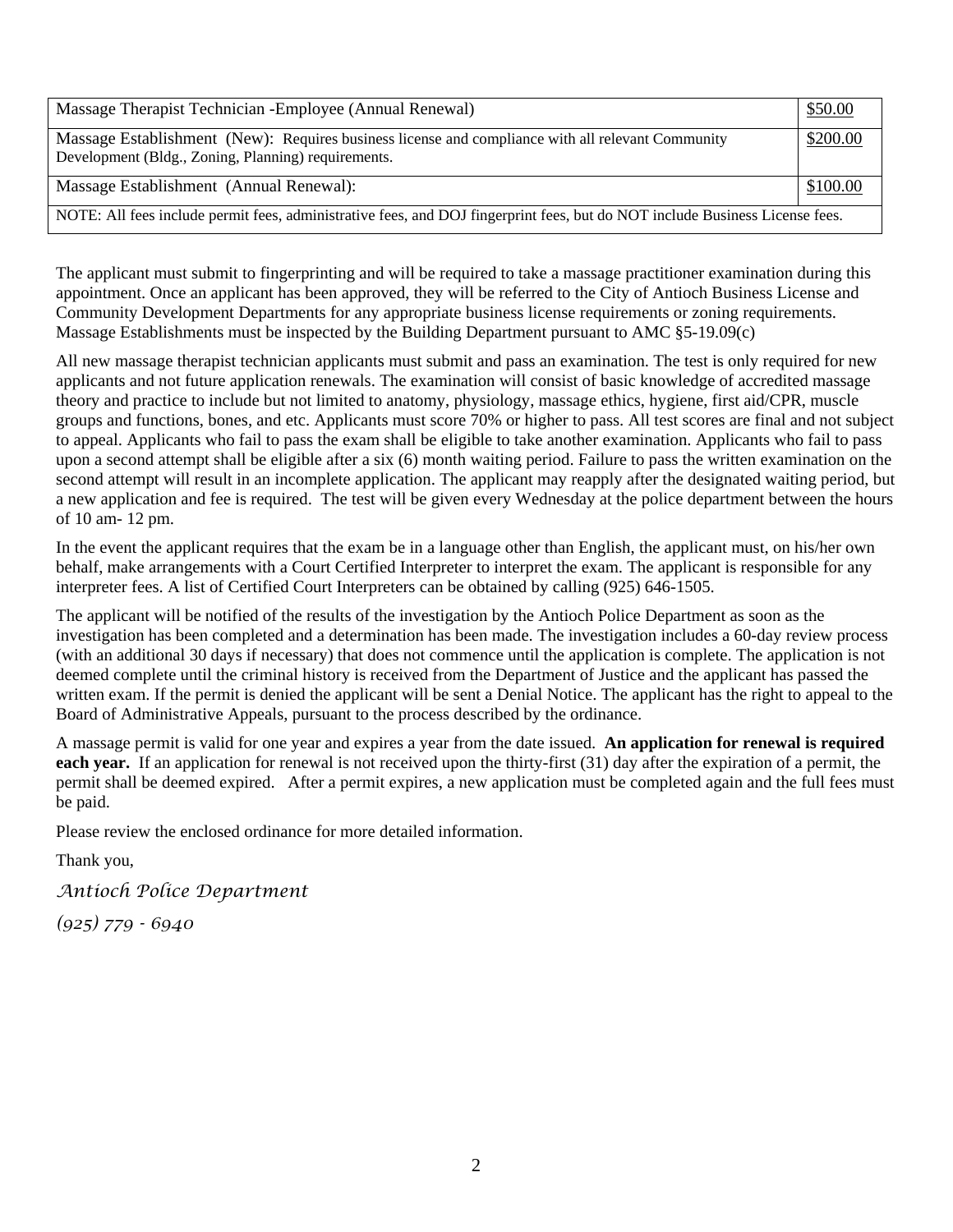| | |
|---|---|
| Massage Therapist Technician -Employee (Annual Renewal) | $50.00 |
| Massage Establishment (New): Requires business license and compliance with all relevant Community Development (Bldg., Zoning, Planning) requirements. | $200.00 |
| Massage Establishment (Annual Renewal): | $100.00 |
| NOTE: All fees include permit fees, administrative fees, and DOJ fingerprint fees, but do NOT include Business License fees. | |

The applicant must submit to fingerprinting and will be required to take a massage practitioner examination during this appointment. Once an applicant has been approved, they will be referred to the City of Antioch Business License and Community Development Departments for any appropriate business license requirements or zoning requirements. Massage Establishments must be inspected by the Building Department pursuant to AMC §5-19.09(c)

All new massage therapist technician applicants must submit and pass an examination. The test is only required for new applicants and not future application renewals. The examination will consist of basic knowledge of accredited massage theory and practice to include but not limited to anatomy, physiology, massage ethics, hygiene, first aid/CPR, muscle groups and functions, bones, and etc. Applicants must score 70% or higher to pass. All test scores are final and not subject to appeal. Applicants who fail to pass the exam shall be eligible to take another examination. Applicants who fail to pass upon a second attempt shall be eligible after a six (6) month waiting period. Failure to pass the written examination on the second attempt will result in an incomplete application. The applicant may reapply after the designated waiting period, but a new application and fee is required. The test will be given every Wednesday at the police department between the hours of 10 am- 12 pm.

In the event the applicant requires that the exam be in a language other than English, the applicant must, on his/her own behalf, make arrangements with a Court Certified Interpreter to interpret the exam. The applicant is responsible for any interpreter fees. A list of Certified Court Interpreters can be obtained by calling (925) 646-1505.

The applicant will be notified of the results of the investigation by the Antioch Police Department as soon as the investigation has been completed and a determination has been made. The investigation includes a 60-day review process (with an additional 30 days if necessary) that does not commence until the application is complete. The application is not deemed complete until the criminal history is received from the Department of Justice and the applicant has passed the written exam. If the permit is denied the applicant will be sent a Denial Notice. The applicant has the right to appeal to the Board of Administrative Appeals, pursuant to the process described by the ordinance.

A massage permit is valid for one year and expires a year from the date issued. **An application for renewal is required each year.** If an application for renewal is not received upon the thirty-first (31) day after the expiration of a permit, the permit shall be deemed expired. After a permit expires, a new application must be completed again and the full fees must be paid.

Please review the enclosed ordinance for more detailed information.

Thank you,

*Antioch Police Department*

*(925) 779 - 6940*